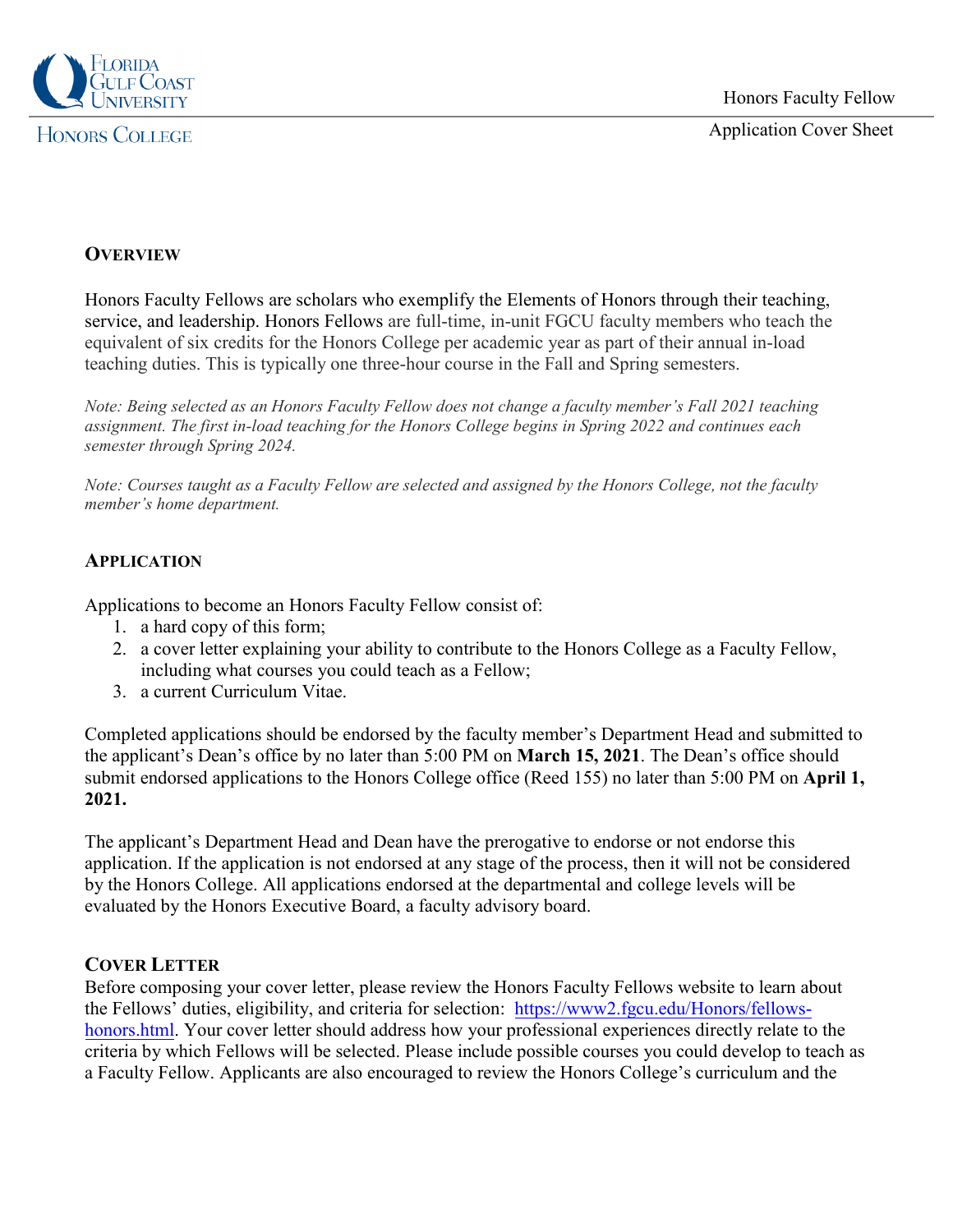Florida Gulf Coast University

Honors College

Honors Faculty Fellow

Application Cover Sheet

## Overview

Honors Faculty Fellows are scholars who exemplify the Elements of Honors through their teaching, service, and leadership. Honors Fellows are full-time, in-unit FGCU faculty members who teach the equivalent of six credits for the Honors College per academic year as part of their annual in-load teaching duties. This is typically one three-hour course in the Fall and Spring semesters.

*Note: Being selected as an Honors Faculty Fellow does not change a faculty member's Fall 2021 teaching assignment. The first in-load teaching for the Honors College begins in Spring 2022 and continues each semester through Spring 2024.*

*Note: Courses taught as a Faculty Fellow are selected and assigned by the Honors College, not the faculty member's home department.*

## Application

Applications to become an Honors Faculty Fellow consist of:

1. a hard copy of this form;
2. a cover letter explaining your ability to contribute to the Honors College as a Faculty Fellow, including what courses you could teach as a Fellow;
3. a current Curriculum Vitae.

Completed applications should be endorsed by the faculty member's Department Head and submitted to the applicant's Dean's office by no later than 5:00 PM on **March 15, 2021**. The Dean's office should submit endorsed applications to the Honors College office (Reed 155) no later than 5:00 PM on **April 1, 2021.**

The applicant's Department Head and Dean have the prerogative to endorse or not endorse this application. If the application is not endorsed at any stage of the process, then it will not be considered by the Honors College. All applications endorsed at the departmental and college levels will be evaluated by the Honors Executive Board, a faculty advisory board.

## Cover Letter

Before composing your cover letter, please review the Honors Faculty Fellows website to learn about the Fellows' duties, eligibility, and criteria for selection: [https://www2.fgcu.edu/Honors/fellows-honors.html](https://www2.fgcu.edu/Honors/fellows-honors.html). Your cover letter should address how your professional experiences directly relate to the criteria by which Fellows will be selected. Please include possible courses you could develop to teach as a Faculty Fellow. Applicants are also encouraged to review the Honors College's curriculum and the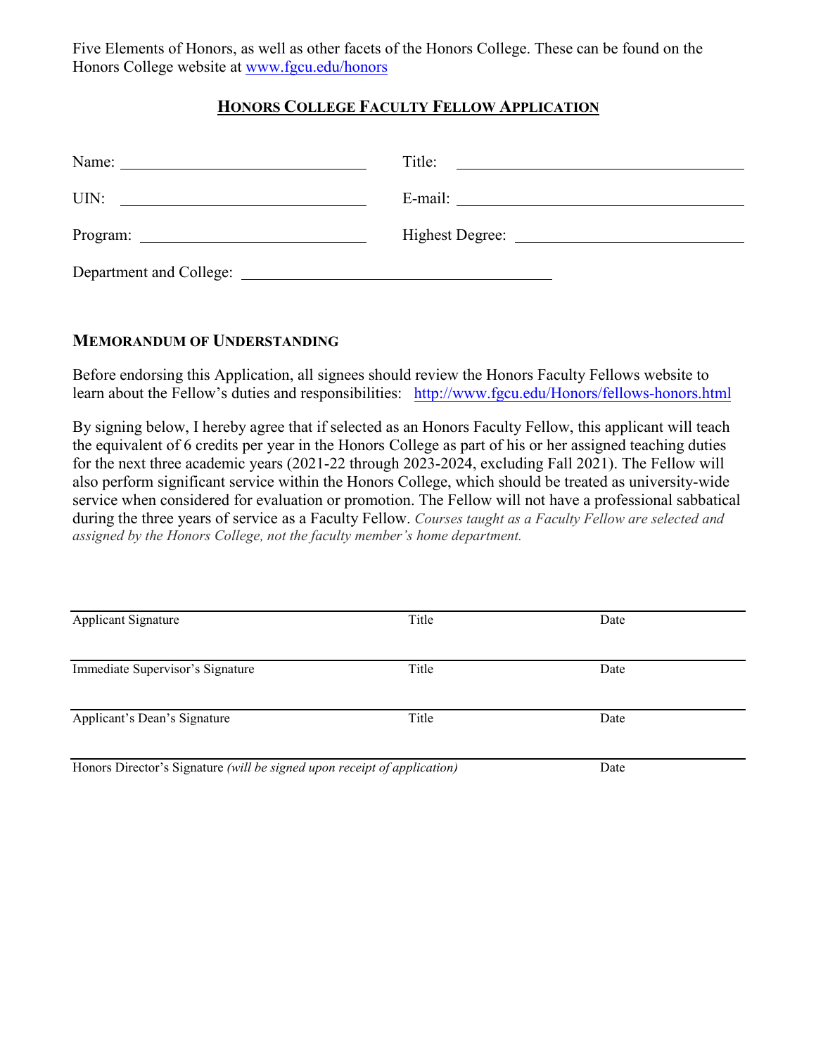Five Elements of Honors, as well as other facets of the Honors College. These can be found on the Honors College website at [www.fgcu.edu/honors](www.fgcu.edu/honors)

## HONORS COLLEGE FACULTY FELLOW APPLICATION

Name: ______________________________ Title: ______________________________

UIN: ______________________________ E-mail: ______________________________

Program: ______________________________ Highest Degree: ______________________________

Department and College: ______________________________

### MEMORANDUM OF UNDERSTANDING

Before endorsing this Application, all signees should review the Honors Faculty Fellows website to learn about the Fellow's duties and responsibilities: [http://www.fgcu.edu/Honors/fellows-honors.html](http://www.fgcu.edu/Honors/fellows-honors.html)

By signing below, I hereby agree that if selected as an Honors Faculty Fellow, this applicant will teach the equivalent of 6 credits per year in the Honors College as part of his or her assigned teaching duties for the next three academic years (2021-22 through 2023-2024, excluding Fall 2021). The Fellow will also perform significant service within the Honors College, which should be treated as university-wide service when considered for evaluation or promotion. The Fellow will not have a professional sabbatical during the three years of service as a Faculty Fellow. *Courses taught as a Faculty Fellow are selected and assigned by the Honors College, not the faculty member's home department.*

______________________________
Applicant Signature — Title — Date

______________________________
Immediate Supervisor's Signature — Title — Date

______________________________
Applicant's Dean's Signature — Title — Date

______________________________
Honors Director's Signature *(will be signed upon receipt of application)* — Date